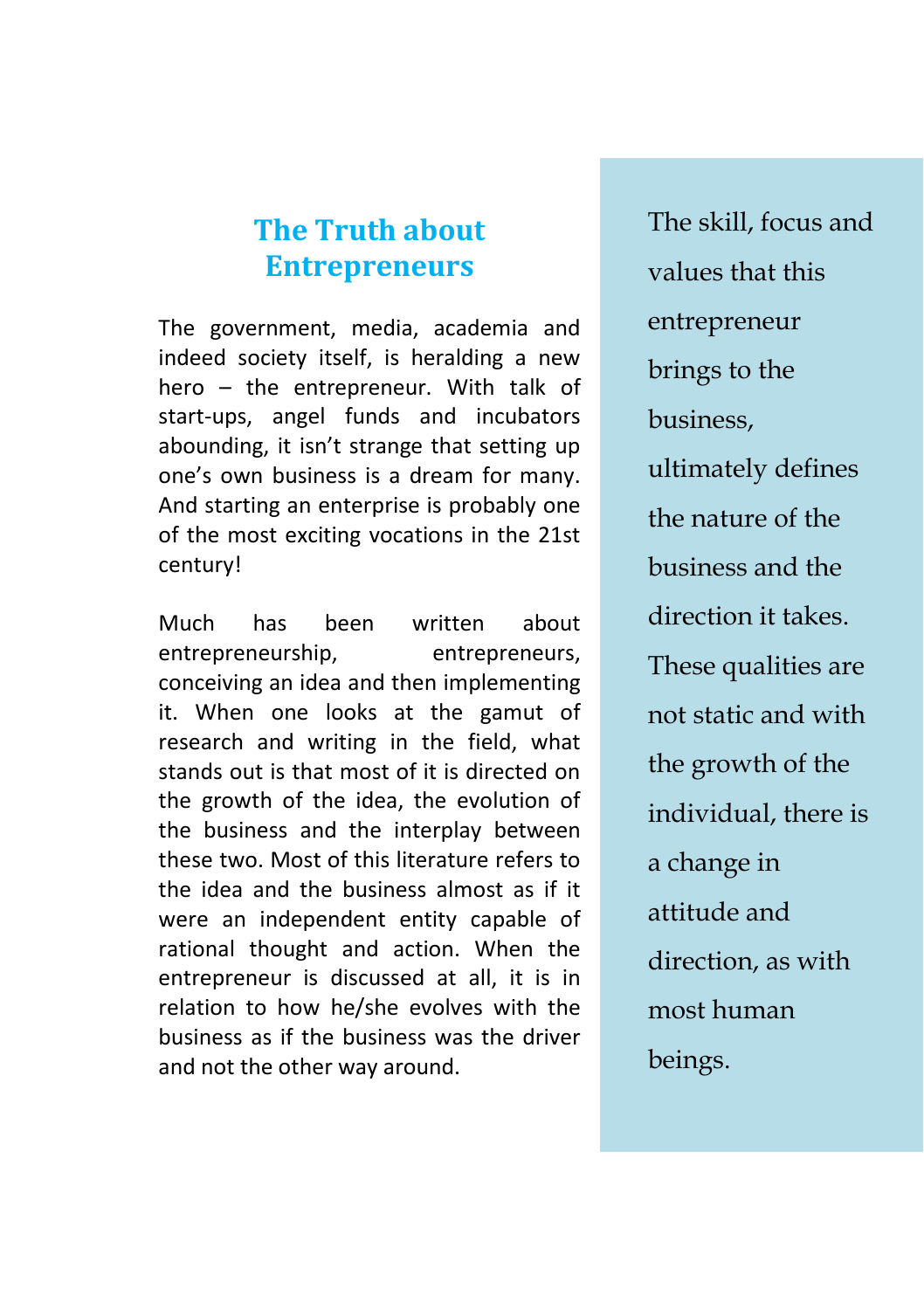# The Truth about Entrepreneurs

The government, media, academia and indeed society itself, is heralding a new hero – the entrepreneur. With talk of start-ups, angel funds and incubators abounding, it isn't strange that setting up one's own business is a dream for many. And starting an enterprise is probably one of the most exciting vocations in the 21st century!

Much has been written about entrepreneurship, entrepreneurs, conceiving an idea and then implementing it. When one looks at the gamut of research and writing in the field, what stands out is that most of it is directed on the growth of the idea, the evolution of the business and the interplay between these two. Most of this literature refers to the idea and the business almost as if it were an independent entity capable of rational thought and action. When the entrepreneur is discussed at all, it is in relation to how he/she evolves with the business as if the business was the driver and not the other way around.

The skill, focus and values that this entrepreneur brings to the business, ultimately defines the nature of the business and the direction it takes. These qualities are not static and with the growth of the individual, there is a change in attitude and direction, as with most human beings.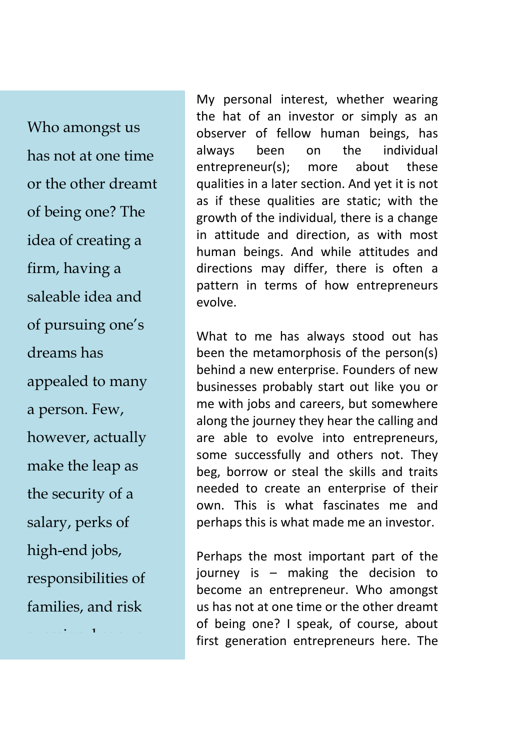> Who amongst us has not at one time or the other dreamt of being one? The idea of creating a firm, having a saleable idea and of pursuing one's dreams has appealed to many a person. Few, however, actually make the leap as the security of a salary, perks of high-end jobs, responsibilities of families, and risk

My personal interest, whether wearing the hat of an investor or simply as an observer of fellow human beings, has always been on the individual entrepreneur(s); more about these qualities in a later section. And yet it is not as if these qualities are static; with the growth of the individual, there is a change in attitude and direction, as with most human beings. And while attitudes and directions may differ, there is often a pattern in terms of how entrepreneurs evolve.

What to me has always stood out has been the metamorphosis of the person(s) behind a new enterprise. Founders of new businesses probably start out like you or me with jobs and careers, but somewhere along the journey they hear the calling and are able to evolve into entrepreneurs, some successfully and others not. They beg, borrow or steal the skills and traits needed to create an enterprise of their own. This is what fascinates me and perhaps this is what made me an investor.

Perhaps the most important part of the journey is – making the decision to become an entrepreneur. Who amongst us has not at one time or the other dreamt of being one? I speak, of course, about first generation entrepreneurs here. The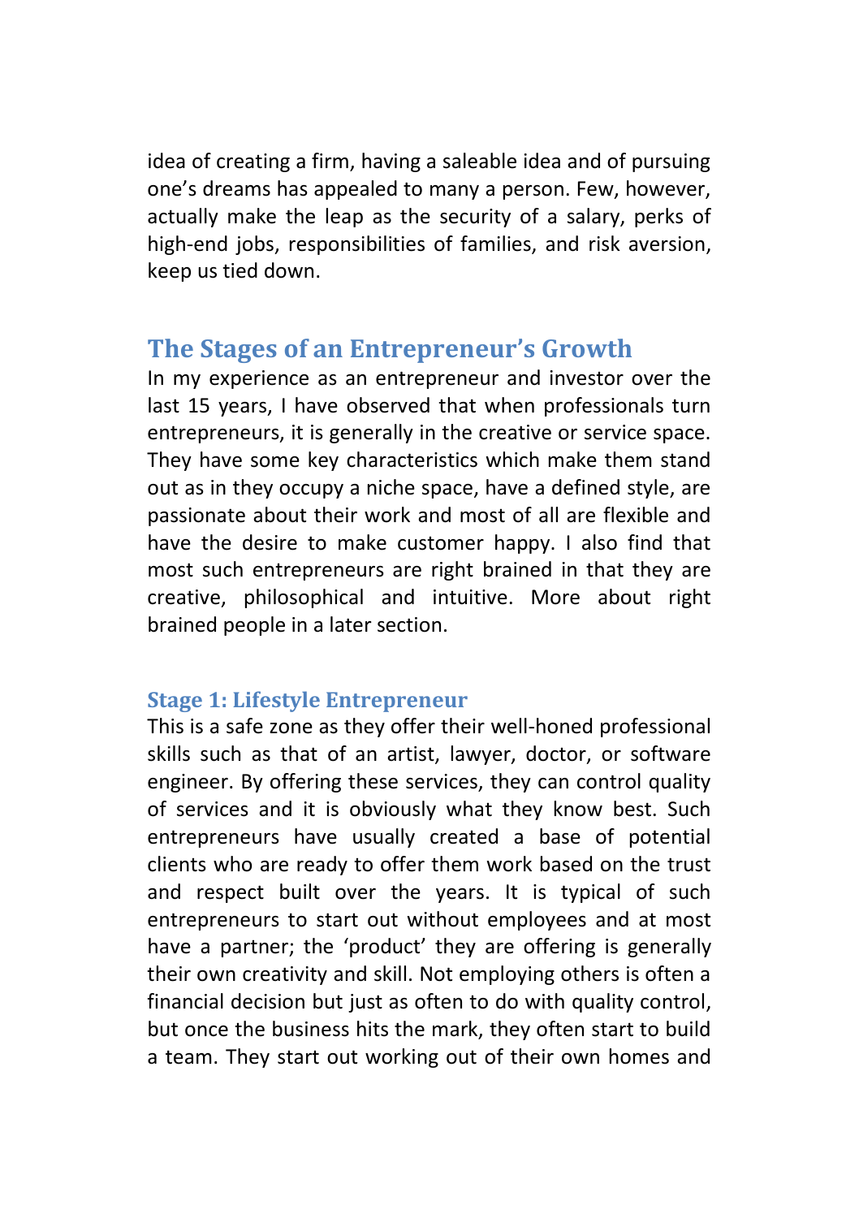idea of creating a firm, having a saleable idea and of pursuing one's dreams has appealed to many a person. Few, however, actually make the leap as the security of a salary, perks of high-end jobs, responsibilities of families, and risk aversion, keep us tied down.

## The Stages of an Entrepreneur's Growth

In my experience as an entrepreneur and investor over the last 15 years, I have observed that when professionals turn entrepreneurs, it is generally in the creative or service space. They have some key characteristics which make them stand out as in they occupy a niche space, have a defined style, are passionate about their work and most of all are flexible and have the desire to make customer happy. I also find that most such entrepreneurs are right brained in that they are creative, philosophical and intuitive. More about right brained people in a later section.

### Stage 1: Lifestyle Entrepreneur

This is a safe zone as they offer their well-honed professional skills such as that of an artist, lawyer, doctor, or software engineer. By offering these services, they can control quality of services and it is obviously what they know best. Such entrepreneurs have usually created a base of potential clients who are ready to offer them work based on the trust and respect built over the years. It is typical of such entrepreneurs to start out without employees and at most have a partner; the 'product' they are offering is generally their own creativity and skill. Not employing others is often a financial decision but just as often to do with quality control, but once the business hits the mark, they often start to build a team. They start out working out of their own homes and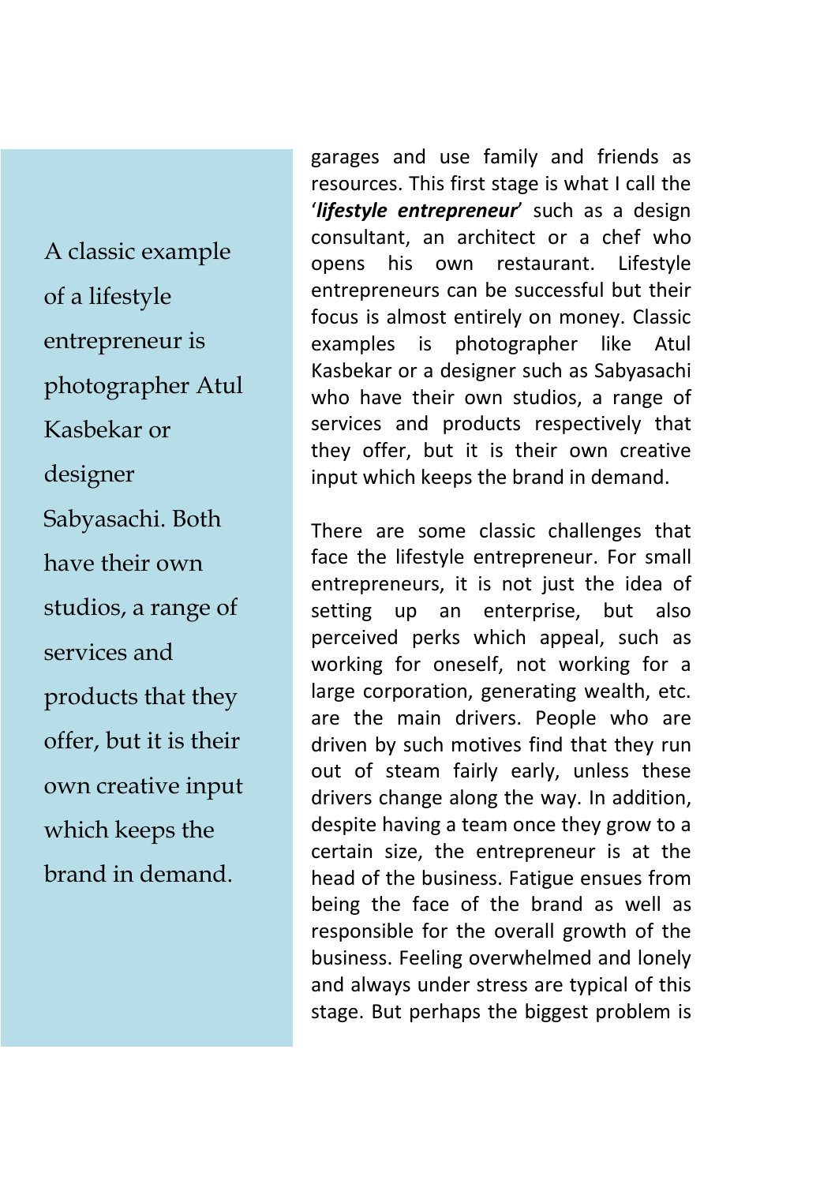> A classic example of a lifestyle entrepreneur is photographer Atul Kasbekar or designer Sabyasachi. Both have their own studios, a range of services and products that they offer, but it is their own creative input which keeps the brand in demand.

garages and use family and friends as resources. This first stage is what I call the '***lifestyle entrepreneur***' such as a design consultant, an architect or a chef who opens his own restaurant. Lifestyle entrepreneurs can be successful but their focus is almost entirely on money. Classic examples is photographer like Atul Kasbekar or a designer such as Sabyasachi who have their own studios, a range of services and products respectively that they offer, but it is their own creative input which keeps the brand in demand.

There are some classic challenges that face the lifestyle entrepreneur. For small entrepreneurs, it is not just the idea of setting up an enterprise, but also perceived perks which appeal, such as working for oneself, not working for a large corporation, generating wealth, etc. are the main drivers. People who are driven by such motives find that they run out of steam fairly early, unless these drivers change along the way. In addition, despite having a team once they grow to a certain size, the entrepreneur is at the head of the business. Fatigue ensues from being the face of the brand as well as responsible for the overall growth of the business. Feeling overwhelmed and lonely and always under stress are typical of this stage. But perhaps the biggest problem is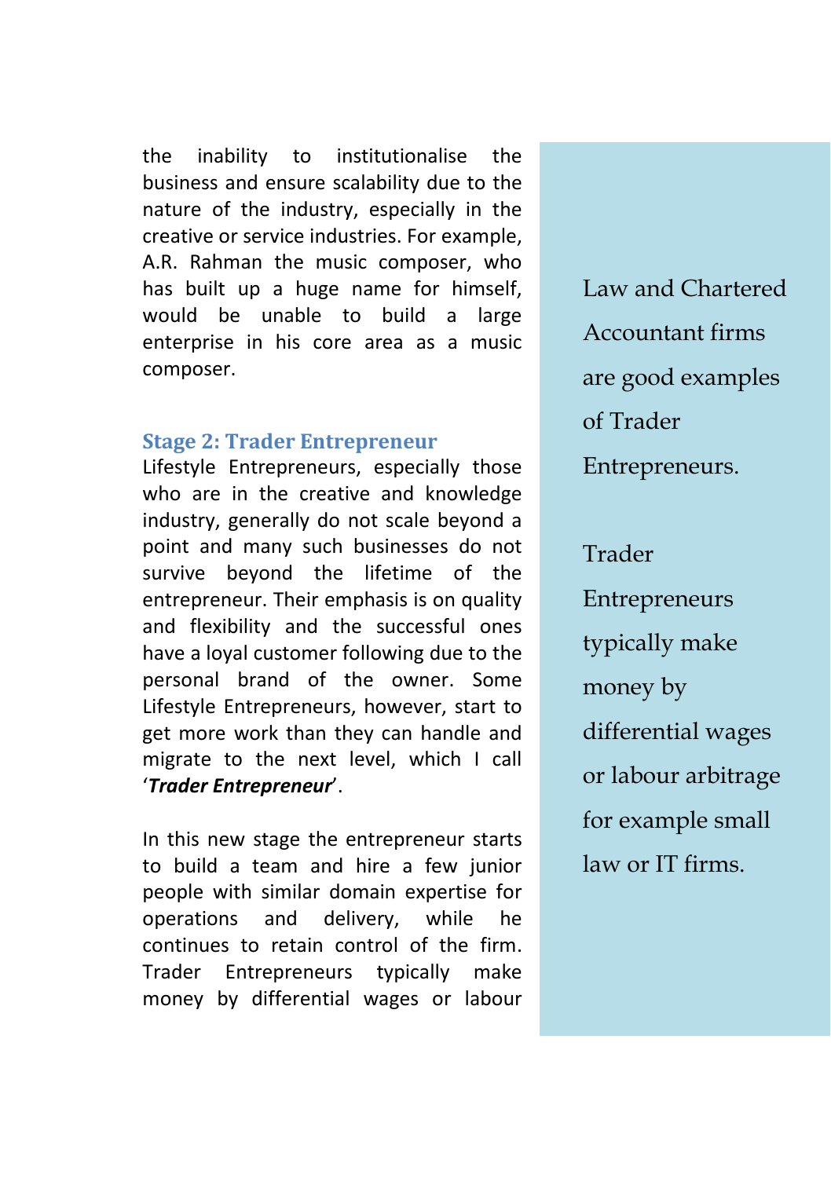the inability to institutionalise the business and ensure scalability due to the nature of the industry, especially in the creative or service industries. For example, A.R. Rahman the music composer, who has built up a huge name for himself, would be unable to build a large enterprise in his core area as a music composer.

### Stage 2: Trader Entrepreneur

Lifestyle Entrepreneurs, especially those who are in the creative and knowledge industry, generally do not scale beyond a point and many such businesses do not survive beyond the lifetime of the entrepreneur. Their emphasis is on quality and flexibility and the successful ones have a loyal customer following due to the personal brand of the owner. Some Lifestyle Entrepreneurs, however, start to get more work than they can handle and migrate to the next level, which I call '***Trader Entrepreneur***'.

In this new stage the entrepreneur starts to build a team and hire a few junior people with similar domain expertise for operations and delivery, while he continues to retain control of the firm. Trader Entrepreneurs typically make money by differential wages or labour

> Law and Chartered Accountant firms are good examples of Trader Entrepreneurs.

> Trader Entrepreneurs typically make money by differential wages or labour arbitrage for example small law or IT firms.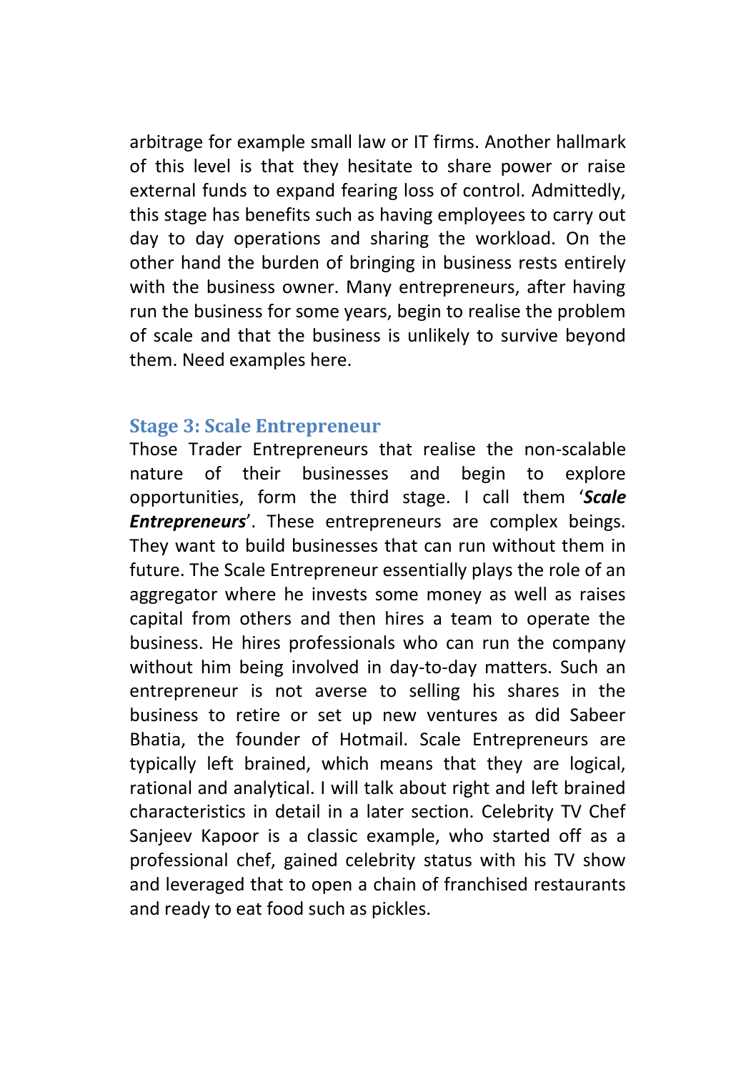arbitrage for example small law or IT firms. Another hallmark of this level is that they hesitate to share power or raise external funds to expand fearing loss of control. Admittedly, this stage has benefits such as having employees to carry out day to day operations and sharing the workload. On the other hand the burden of bringing in business rests entirely with the business owner. Many entrepreneurs, after having run the business for some years, begin to realise the problem of scale and that the business is unlikely to survive beyond them. Need examples here.

### Stage 3: Scale Entrepreneur

Those Trader Entrepreneurs that realise the non-scalable nature of their businesses and begin to explore opportunities, form the third stage. I call them '***Scale Entrepreneurs***'. These entrepreneurs are complex beings. They want to build businesses that can run without them in future. The Scale Entrepreneur essentially plays the role of an aggregator where he invests some money as well as raises capital from others and then hires a team to operate the business. He hires professionals who can run the company without him being involved in day-to-day matters. Such an entrepreneur is not averse to selling his shares in the business to retire or set up new ventures as did Sabeer Bhatia, the founder of Hotmail. Scale Entrepreneurs are typically left brained, which means that they are logical, rational and analytical. I will talk about right and left brained characteristics in detail in a later section. Celebrity TV Chef Sanjeev Kapoor is a classic example, who started off as a professional chef, gained celebrity status with his TV show and leveraged that to open a chain of franchised restaurants and ready to eat food such as pickles.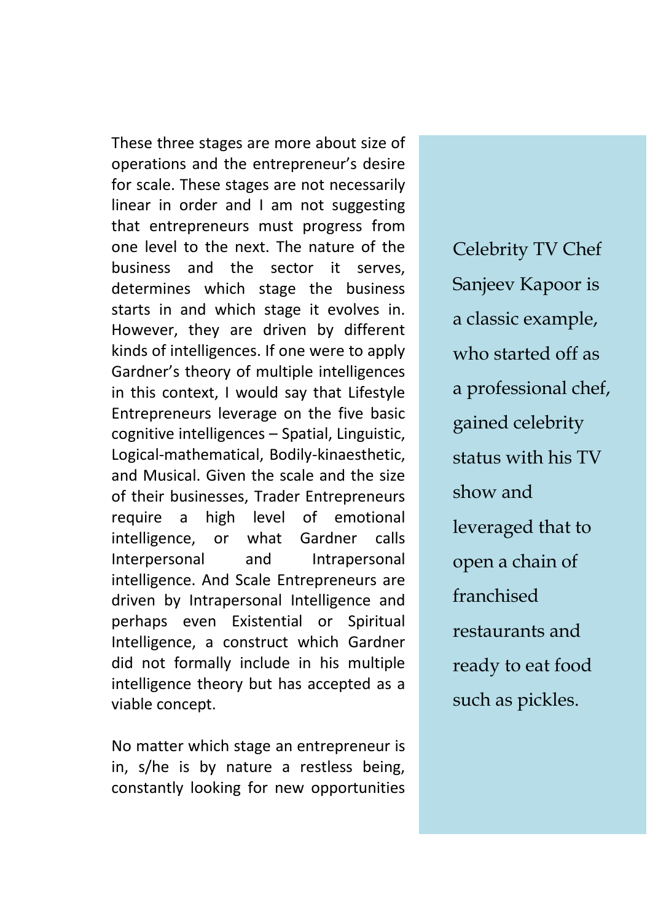These three stages are more about size of operations and the entrepreneur's desire for scale. These stages are not necessarily linear in order and I am not suggesting that entrepreneurs must progress from one level to the next. The nature of the business and the sector it serves, determines which stage the business starts in and which stage it evolves in. However, they are driven by different kinds of intelligences. If one were to apply Gardner's theory of multiple intelligences in this context, I would say that Lifestyle Entrepreneurs leverage on the five basic cognitive intelligences – Spatial, Linguistic, Logical-mathematical, Bodily-kinaesthetic, and Musical. Given the scale and the size of their businesses, Trader Entrepreneurs require a high level of emotional intelligence, or what Gardner calls Interpersonal and Intrapersonal intelligence. And Scale Entrepreneurs are driven by Intrapersonal Intelligence and perhaps even Existential or Spiritual Intelligence, a construct which Gardner did not formally include in his multiple intelligence theory but has accepted as a viable concept.

No matter which stage an entrepreneur is in, s/he is by nature a restless being, constantly looking for new opportunities

Celebrity TV Chef Sanjeev Kapoor is a classic example, who started off as a professional chef, gained celebrity status with his TV show and leveraged that to open a chain of franchised restaurants and ready to eat food such as pickles.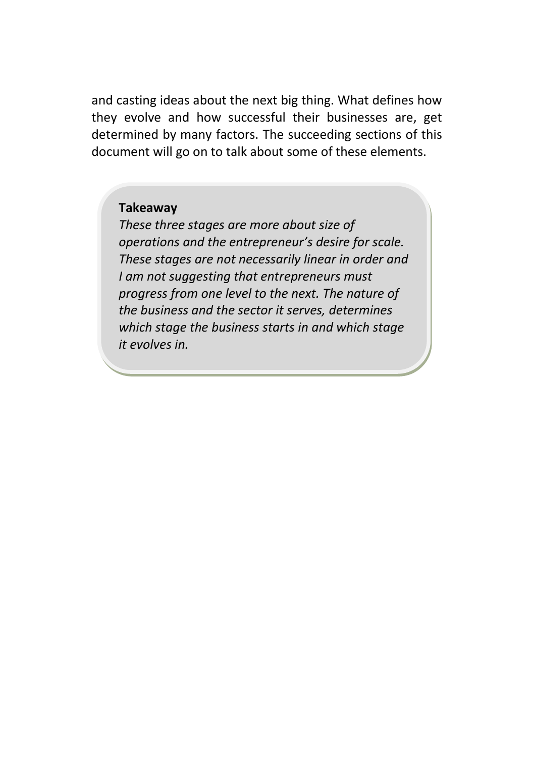and casting ideas about the next big thing. What defines how they evolve and how successful their businesses are, get determined by many factors. The succeeding sections of this document will go on to talk about some of these elements.

**Takeaway**

*These three stages are more about size of operations and the entrepreneur's desire for scale. These stages are not necessarily linear in order and I am not suggesting that entrepreneurs must progress from one level to the next. The nature of the business and the sector it serves, determines which stage the business starts in and which stage it evolves in.*